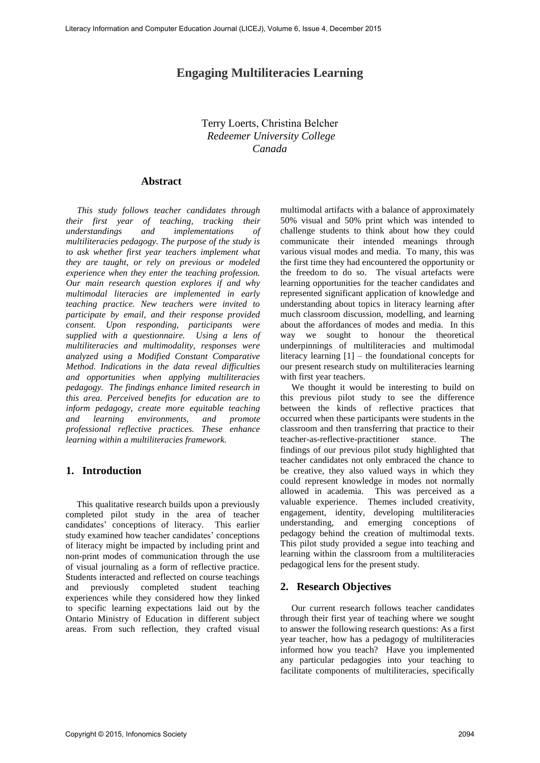# Engaging Multiliteracies Learning

Terry Loerts, Christina Belcher
*Redeemer University College*
*Canada*

## Abstract

*This study follows teacher candidates through their first year of teaching, tracking their understandings and implementations of multiliteracies pedagogy. The purpose of the study is to ask whether first year teachers implement what they are taught, or rely on previous or modeled experience when they enter the teaching profession. Our main research question explores if and why multimodal literacies are implemented in early teaching practice. New teachers were invited to participate by email, and their response provided consent. Upon responding, participants were supplied with a questionnaire. Using a lens of multiliteracies and multimodality, responses were analyzed using a Modified Constant Comparative Method. Indications in the data reveal difficulties and opportunities when applying multiliteracies pedagogy. The findings enhance limited research in this area. Perceived benefits for education are to inform pedagogy, create more equitable teaching and learning environments, and promote professional reflective practices. These enhance learning within a multiliteracies framework.*

## 1. Introduction

This qualitative research builds upon a previously completed pilot study in the area of teacher candidates' conceptions of literacy. This earlier study examined how teacher candidates' conceptions of literacy might be impacted by including print and non-print modes of communication through the use of visual journaling as a form of reflective practice. Students interacted and reflected on course teachings and previously completed student teaching experiences while they considered how they linked to specific learning expectations laid out by the Ontario Ministry of Education in different subject areas. From such reflection, they crafted visual multimodal artifacts with a balance of approximately 50% visual and 50% print which was intended to challenge students to think about how they could communicate their intended meanings through various visual modes and media. To many, this was the first time they had encountered the opportunity or the freedom to do so. The visual artefacts were learning opportunities for the teacher candidates and represented significant application of knowledge and understanding about topics in literacy learning after much classroom discussion, modelling, and learning about the affordances of modes and media. In this way we sought to honour the theoretical underpinnings of multiliteracies and multimodal literacy learning [1] – the foundational concepts for our present research study on multiliteracies learning with first year teachers.

We thought it would be interesting to build on this previous pilot study to see the difference between the kinds of reflective practices that occurred when these participants were students in the classroom and then transferring that practice to their teacher-as-reflective-practitioner stance. The findings of our previous pilot study highlighted that teacher candidates not only embraced the chance to be creative, they also valued ways in which they could represent knowledge in modes not normally allowed in academia. This was perceived as a valuable experience. Themes included creativity, engagement, identity, developing multiliteracies understanding, and emerging conceptions of pedagogy behind the creation of multimodal texts. This pilot study provided a segue into teaching and learning within the classroom from a multiliteracies pedagogical lens for the present study.

## 2. Research Objectives

Our current research follows teacher candidates through their first year of teaching where we sought to answer the following research questions: As a first year teacher, how has a pedagogy of multiliteracies informed how you teach? Have you implemented any particular pedagogies into your teaching to facilitate components of multiliteracies, specifically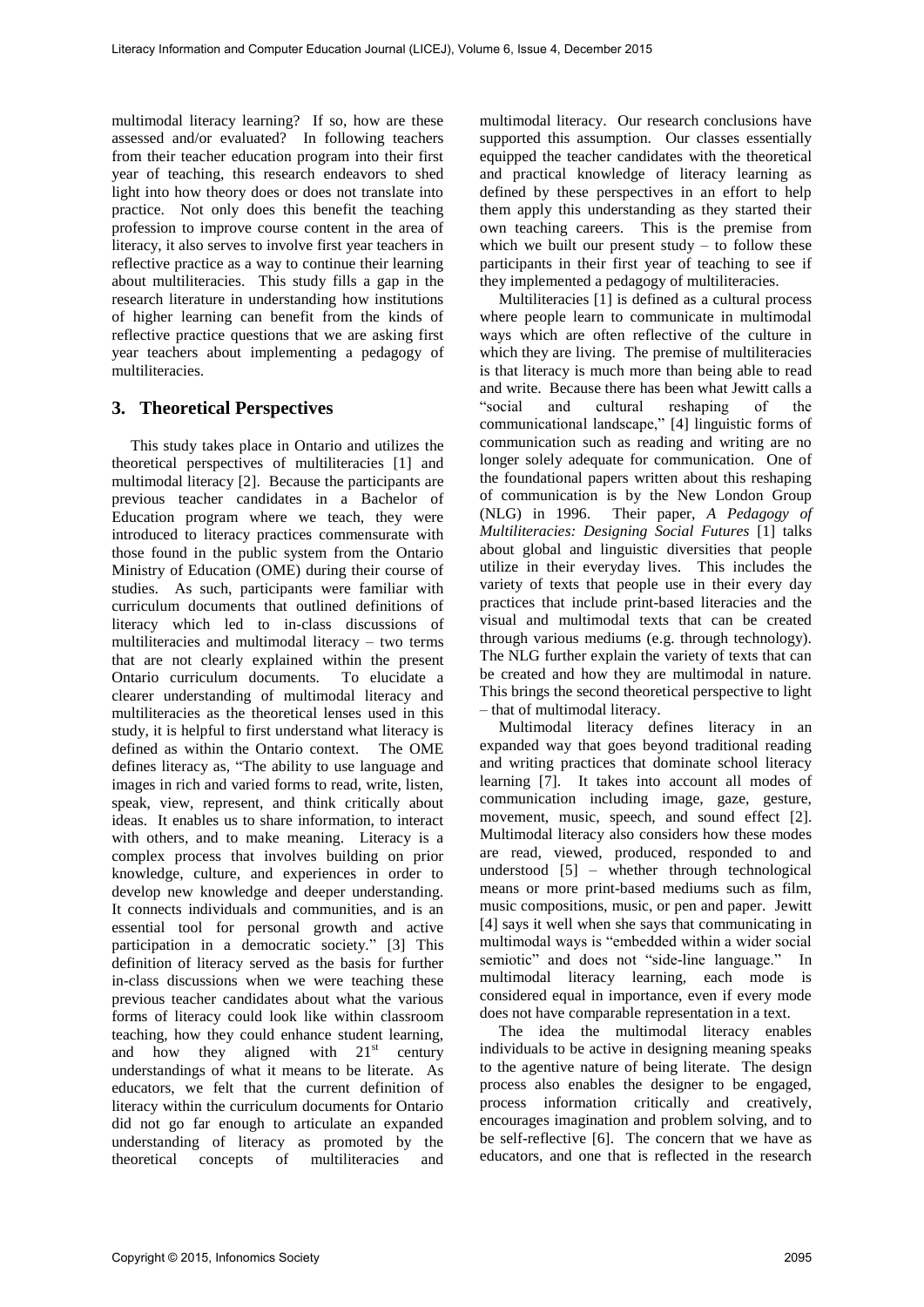multimodal literacy learning? If so, how are these assessed and/or evaluated? In following teachers from their teacher education program into their first year of teaching, this research endeavors to shed light into how theory does or does not translate into practice. Not only does this benefit the teaching profession to improve course content in the area of literacy, it also serves to involve first year teachers in reflective practice as a way to continue their learning about multiliteracies. This study fills a gap in the research literature in understanding how institutions of higher learning can benefit from the kinds of reflective practice questions that we are asking first year teachers about implementing a pedagogy of multiliteracies.

## 3. Theoretical Perspectives

This study takes place in Ontario and utilizes the theoretical perspectives of multiliteracies [1] and multimodal literacy [2]. Because the participants are previous teacher candidates in a Bachelor of Education program where we teach, they were introduced to literacy practices commensurate with those found in the public system from the Ontario Ministry of Education (OME) during their course of studies. As such, participants were familiar with curriculum documents that outlined definitions of literacy which led to in-class discussions of multiliteracies and multimodal literacy – two terms that are not clearly explained within the present Ontario curriculum documents. To elucidate a clearer understanding of multimodal literacy and multiliteracies as the theoretical lenses used in this study, it is helpful to first understand what literacy is defined as within the Ontario context. The OME defines literacy as, "The ability to use language and images in rich and varied forms to read, write, listen, speak, view, represent, and think critically about ideas. It enables us to share information, to interact with others, and to make meaning. Literacy is a complex process that involves building on prior knowledge, culture, and experiences in order to develop new knowledge and deeper understanding. It connects individuals and communities, and is an essential tool for personal growth and active participation in a democratic society." [3] This definition of literacy served as the basis for further in-class discussions when we were teaching these previous teacher candidates about what the various forms of literacy could look like within classroom teaching, how they could enhance student learning, and how they aligned with 21st century understandings of what it means to be literate. As educators, we felt that the current definition of literacy within the curriculum documents for Ontario did not go far enough to articulate an expanded understanding of literacy as promoted by the theoretical concepts of multiliteracies and multimodal literacy. Our research conclusions have supported this assumption. Our classes essentially equipped the teacher candidates with the theoretical and practical knowledge of literacy learning as defined by these perspectives in an effort to help them apply this understanding as they started their own teaching careers. This is the premise from which we built our present study – to follow these participants in their first year of teaching to see if they implemented a pedagogy of multiliteracies.

Multiliteracies [1] is defined as a cultural process where people learn to communicate in multimodal ways which are often reflective of the culture in which they are living. The premise of multiliteracies is that literacy is much more than being able to read and write. Because there has been what Jewitt calls a "social and cultural reshaping of the communicational landscape," [4] linguistic forms of communication such as reading and writing are no longer solely adequate for communication. One of the foundational papers written about this reshaping of communication is by the New London Group (NLG) in 1996. Their paper, *A Pedagogy of Multiliteracies: Designing Social Futures* [1] talks about global and linguistic diversities that people utilize in their everyday lives. This includes the variety of texts that people use in their every day practices that include print-based literacies and the visual and multimodal texts that can be created through various mediums (e.g. through technology). The NLG further explain the variety of texts that can be created and how they are multimodal in nature. This brings the second theoretical perspective to light – that of multimodal literacy.

Multimodal literacy defines literacy in an expanded way that goes beyond traditional reading and writing practices that dominate school literacy learning [7]. It takes into account all modes of communication including image, gaze, gesture, movement, music, speech, and sound effect [2]. Multimodal literacy also considers how these modes are read, viewed, produced, responded to and understood [5] – whether through technological means or more print-based mediums such as film, music compositions, music, or pen and paper. Jewitt [4] says it well when she says that communicating in multimodal ways is "embedded within a wider social semiotic" and does not "side-line language." In multimodal literacy learning, each mode is considered equal in importance, even if every mode does not have comparable representation in a text.

The idea the multimodal literacy enables individuals to be active in designing meaning speaks to the agentive nature of being literate. The design process also enables the designer to be engaged, process information critically and creatively, encourages imagination and problem solving, and to be self-reflective [6]. The concern that we have as educators, and one that is reflected in the research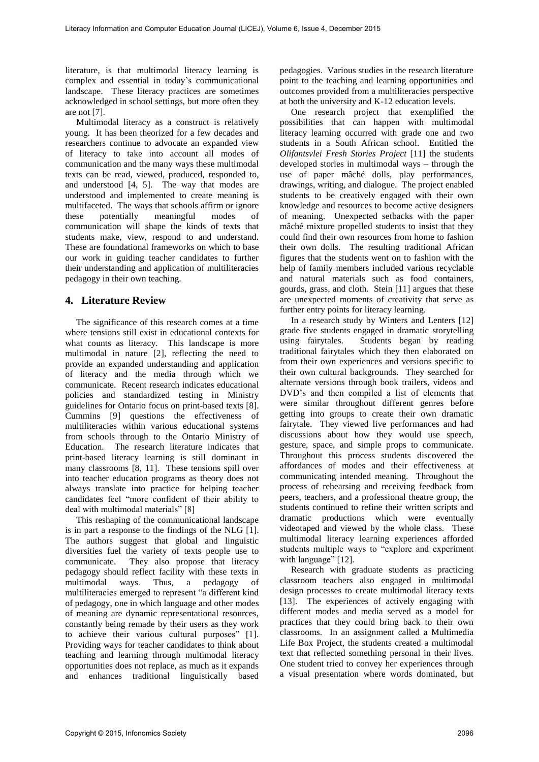literature, is that multimodal literacy learning is complex and essential in today's communicational landscape. These literacy practices are sometimes acknowledged in school settings, but more often they are not [7].

Multimodal literacy as a construct is relatively young. It has been theorized for a few decades and researchers continue to advocate an expanded view of literacy to take into account all modes of communication and the many ways these multimodal texts can be read, viewed, produced, responded to, and understood [4, 5]. The way that modes are understood and implemented to create meaning is multifaceted. The ways that schools affirm or ignore these potentially meaningful modes of communication will shape the kinds of texts that students make, view, respond to and understand. These are foundational frameworks on which to base our work in guiding teacher candidates to further their understanding and application of multiliteracies pedagogy in their own teaching.

## 4. Literature Review

The significance of this research comes at a time where tensions still exist in educational contexts for what counts as literacy. This landscape is more multimodal in nature [2], reflecting the need to provide an expanded understanding and application of literacy and the media through which we communicate. Recent research indicates educational policies and standardized testing in Ministry guidelines for Ontario focus on print-based texts [8]. Cummins [9] questions the effectiveness of multiliteracies within various educational systems from schools through to the Ontario Ministry of Education. The research literature indicates that print-based literacy learning is still dominant in many classrooms [8, 11]. These tensions spill over into teacher education programs as theory does not always translate into practice for helping teacher candidates feel "more confident of their ability to deal with multimodal materials" [8]

This reshaping of the communicational landscape is in part a response to the findings of the NLG [1]. The authors suggest that global and linguistic diversities fuel the variety of texts people use to communicate. They also propose that literacy pedagogy should reflect facility with these texts in multimodal ways. Thus, a pedagogy of multiliteracies emerged to represent "a different kind of pedagogy, one in which language and other modes of meaning are dynamic representational resources, constantly being remade by their users as they work to achieve their various cultural purposes" [1]. Providing ways for teacher candidates to think about teaching and learning through multimodal literacy opportunities does not replace, as much as it expands and enhances traditional linguistically based pedagogies. Various studies in the research literature point to the teaching and learning opportunities and outcomes provided from a multiliteracies perspective at both the university and K-12 education levels.

One research project that exemplified the possibilities that can happen with multimodal literacy learning occurred with grade one and two students in a South African school. Entitled the *Olifantsvlei Fresh Stories Project* [11] the students developed stories in multimodal ways – through the use of paper mâché dolls, play performances, drawings, writing, and dialogue. The project enabled students to be creatively engaged with their own knowledge and resources to become active designers of meaning. Unexpected setbacks with the paper mâché mixture propelled students to insist that they could find their own resources from home to fashion their own dolls. The resulting traditional African figures that the students went on to fashion with the help of family members included various recyclable and natural materials such as food containers, gourds, grass, and cloth. Stein [11] argues that these are unexpected moments of creativity that serve as further entry points for literacy learning.

In a research study by Winters and Lenters [12] grade five students engaged in dramatic storytelling using fairytales. Students began by reading traditional fairytales which they then elaborated on from their own experiences and versions specific to their own cultural backgrounds. They searched for alternate versions through book trailers, videos and DVD's and then compiled a list of elements that were similar throughout different genres before getting into groups to create their own dramatic fairytale. They viewed live performances and had discussions about how they would use speech, gesture, space, and simple props to communicate. Throughout this process students discovered the affordances of modes and their effectiveness at communicating intended meaning. Throughout the process of rehearsing and receiving feedback from peers, teachers, and a professional theatre group, the students continued to refine their written scripts and dramatic productions which were eventually videotaped and viewed by the whole class. These multimodal literacy learning experiences afforded students multiple ways to "explore and experiment with language" [12].

Research with graduate students as practicing classroom teachers also engaged in multimodal design processes to create multimodal literacy texts [13]. The experiences of actively engaging with different modes and media served as a model for practices that they could bring back to their own classrooms. In an assignment called a Multimedia Life Box Project, the students created a multimodal text that reflected something personal in their lives. One student tried to convey her experiences through a visual presentation where words dominated, but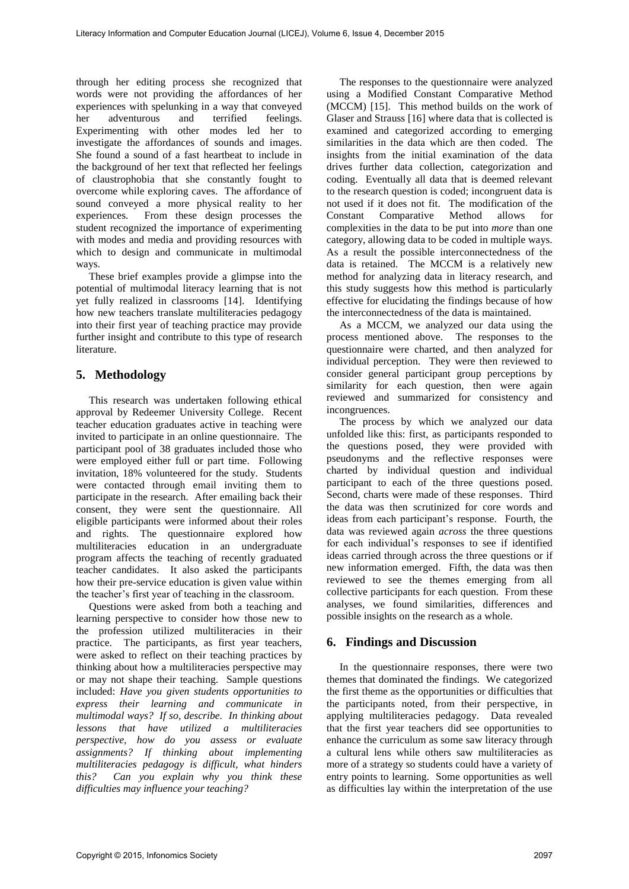through her editing process she recognized that words were not providing the affordances of her experiences with spelunking in a way that conveyed her adventurous and terrified feelings. Experimenting with other modes led her to investigate the affordances of sounds and images. She found a sound of a fast heartbeat to include in the background of her text that reflected her feelings of claustrophobia that she constantly fought to overcome while exploring caves. The affordance of sound conveyed a more physical reality to her experiences. From these design processes the student recognized the importance of experimenting with modes and media and providing resources with which to design and communicate in multimodal ways.

These brief examples provide a glimpse into the potential of multimodal literacy learning that is not yet fully realized in classrooms [14]. Identifying how new teachers translate multiliteracies pedagogy into their first year of teaching practice may provide further insight and contribute to this type of research literature.

## 5. Methodology

This research was undertaken following ethical approval by Redeemer University College. Recent teacher education graduates active in teaching were invited to participate in an online questionnaire. The participant pool of 38 graduates included those who were employed either full or part time. Following invitation, 18% volunteered for the study. Students were contacted through email inviting them to participate in the research. After emailing back their consent, they were sent the questionnaire. All eligible participants were informed about their roles and rights. The questionnaire explored how multiliteracies education in an undergraduate program affects the teaching of recently graduated teacher candidates. It also asked the participants how their pre-service education is given value within the teacher's first year of teaching in the classroom.

Questions were asked from both a teaching and learning perspective to consider how those new to the profession utilized multiliteracies in their practice. The participants, as first year teachers, were asked to reflect on their teaching practices by thinking about how a multiliteracies perspective may or may not shape their teaching. Sample questions included: *Have you given students opportunities to express their learning and communicate in multimodal ways? If so, describe. In thinking about lessons that have utilized a multiliteracies perspective, how do you assess or evaluate assignments? If thinking about implementing multiliteracies pedagogy is difficult, what hinders this? Can you explain why you think these difficulties may influence your teaching?*

The responses to the questionnaire were analyzed using a Modified Constant Comparative Method (MCCM) [15]. This method builds on the work of Glaser and Strauss [16] where data that is collected is examined and categorized according to emerging similarities in the data which are then coded. The insights from the initial examination of the data drives further data collection, categorization and coding. Eventually all data that is deemed relevant to the research question is coded; incongruent data is not used if it does not fit. The modification of the Constant Comparative Method allows for complexities in the data to be put into *more* than one category, allowing data to be coded in multiple ways. As a result the possible interconnectedness of the data is retained. The MCCM is a relatively new method for analyzing data in literacy research, and this study suggests how this method is particularly effective for elucidating the findings because of how the interconnectedness of the data is maintained.

As a MCCM, we analyzed our data using the process mentioned above. The responses to the questionnaire were charted, and then analyzed for individual perception. They were then reviewed to consider general participant group perceptions by similarity for each question, then were again reviewed and summarized for consistency and incongruences.

The process by which we analyzed our data unfolded like this: first, as participants responded to the questions posed, they were provided with pseudonyms and the reflective responses were charted by individual question and individual participant to each of the three questions posed. Second, charts were made of these responses. Third the data was then scrutinized for core words and ideas from each participant's response. Fourth, the data was reviewed again *across* the three questions for each individual's responses to see if identified ideas carried through across the three questions or if new information emerged. Fifth, the data was then reviewed to see the themes emerging from all collective participants for each question. From these analyses, we found similarities, differences and possible insights on the research as a whole.

## 6. Findings and Discussion

In the questionnaire responses, there were two themes that dominated the findings. We categorized the first theme as the opportunities or difficulties that the participants noted, from their perspective, in applying multiliteracies pedagogy. Data revealed that the first year teachers did see opportunities to enhance the curriculum as some saw literacy through a cultural lens while others saw multiliteracies as more of a strategy so students could have a variety of entry points to learning. Some opportunities as well as difficulties lay within the interpretation of the use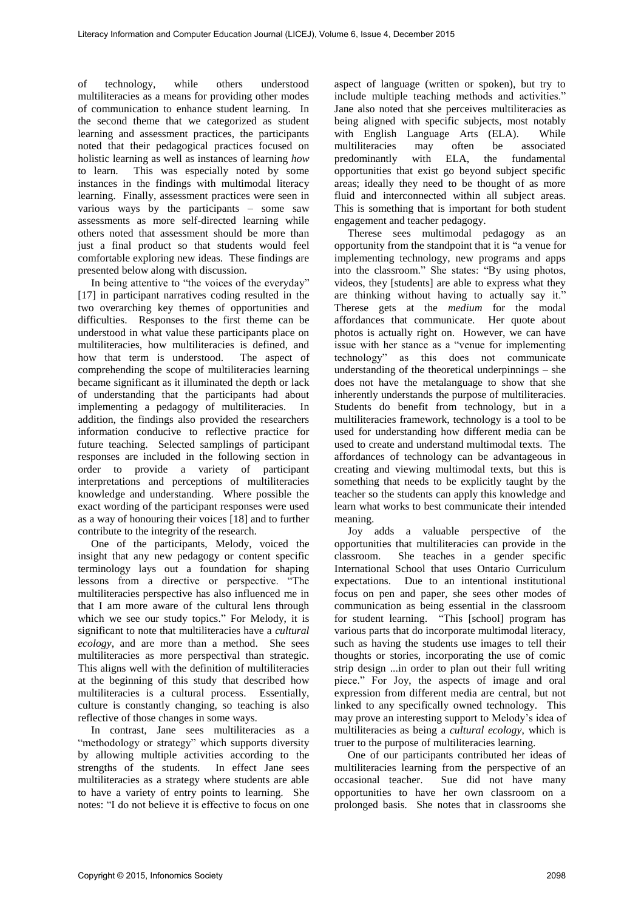of technology, while others understood multiliteracies as a means for providing other modes of communication to enhance student learning. In the second theme that we categorized as student learning and assessment practices, the participants noted that their pedagogical practices focused on holistic learning as well as instances of learning *how* to learn. This was especially noted by some instances in the findings with multimodal literacy learning. Finally, assessment practices were seen in various ways by the participants – some saw assessments as more self-directed learning while others noted that assessment should be more than just a final product so that students would feel comfortable exploring new ideas. These findings are presented below along with discussion.

In being attentive to "the voices of the everyday" [17] in participant narratives coding resulted in the two overarching key themes of opportunities and difficulties. Responses to the first theme can be understood in what value these participants place on multiliteracies, how multiliteracies is defined, and how that term is understood. The aspect of comprehending the scope of multiliteracies learning became significant as it illuminated the depth or lack of understanding that the participants had about implementing a pedagogy of multiliteracies. In addition, the findings also provided the researchers information conducive to reflective practice for future teaching. Selected samplings of participant responses are included in the following section in order to provide a variety of participant interpretations and perceptions of multiliteracies knowledge and understanding. Where possible the exact wording of the participant responses were used as a way of honouring their voices [18] and to further contribute to the integrity of the research.

One of the participants, Melody, voiced the insight that any new pedagogy or content specific terminology lays out a foundation for shaping lessons from a directive or perspective. "The multiliteracies perspective has also influenced me in that I am more aware of the cultural lens through which we see our study topics." For Melody, it is significant to note that multiliteracies have a *cultural ecology*, and are more than a method. She sees multiliteracies as more perspectival than strategic. This aligns well with the definition of multiliteracies at the beginning of this study that described how multiliteracies is a cultural process. Essentially, culture is constantly changing, so teaching is also reflective of those changes in some ways.

In contrast, Jane sees multiliteracies as a "methodology or strategy" which supports diversity by allowing multiple activities according to the strengths of the students. In effect Jane sees multiliteracies as a strategy where students are able to have a variety of entry points to learning. She notes: "I do not believe it is effective to focus on one aspect of language (written or spoken), but try to include multiple teaching methods and activities." Jane also noted that she perceives multiliteracies as being aligned with specific subjects, most notably with English Language Arts (ELA). While multiliteracies may often be associated predominantly with ELA, the fundamental opportunities that exist go beyond subject specific areas; ideally they need to be thought of as more fluid and interconnected within all subject areas. This is something that is important for both student engagement and teacher pedagogy.

Therese sees multimodal pedagogy as an opportunity from the standpoint that it is "a venue for implementing technology, new programs and apps into the classroom." She states: "By using photos, videos, they [students] are able to express what they are thinking without having to actually say it." Therese gets at the *medium* for the modal affordances that communicate. Her quote about photos is actually right on. However, we can have issue with her stance as a "venue for implementing technology" as this does not communicate understanding of the theoretical underpinnings – she does not have the metalanguage to show that she inherently understands the purpose of multiliteracies. Students do benefit from technology, but in a multiliteracies framework, technology is a tool to be used for understanding how different media can be used to create and understand multimodal texts. The affordances of technology can be advantageous in creating and viewing multimodal texts, but this is something that needs to be explicitly taught by the teacher so the students can apply this knowledge and learn what works to best communicate their intended meaning.

Joy adds a valuable perspective of the opportunities that multiliteracies can provide in the classroom. She teaches in a gender specific International School that uses Ontario Curriculum expectations. Due to an intentional institutional focus on pen and paper, she sees other modes of communication as being essential in the classroom for student learning. "This [school] program has various parts that do incorporate multimodal literacy, such as having the students use images to tell their thoughts or stories, incorporating the use of comic strip design ...in order to plan out their full writing piece." For Joy, the aspects of image and oral expression from different media are central, but not linked to any specifically owned technology. This may prove an interesting support to Melody's idea of multiliteracies as being a *cultural ecology*, which is truer to the purpose of multiliteracies learning.

One of our participants contributed her ideas of multiliteracies learning from the perspective of an occasional teacher. Sue did not have many opportunities to have her own classroom on a prolonged basis. She notes that in classrooms she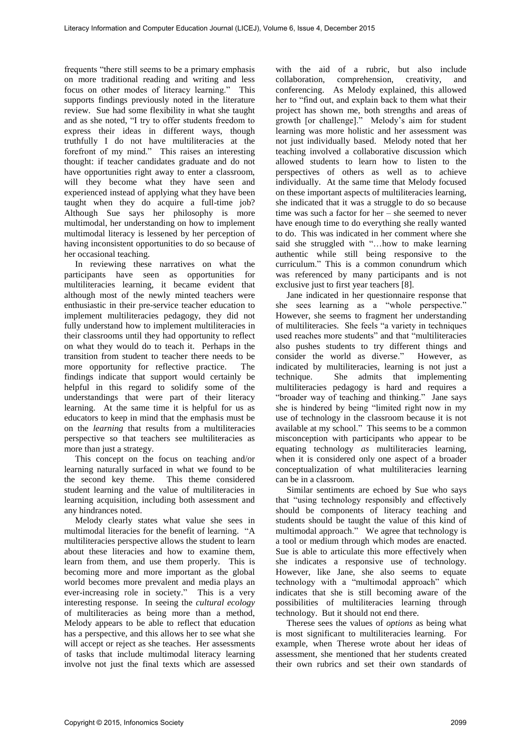frequents "there still seems to be a primary emphasis on more traditional reading and writing and less focus on other modes of literacy learning." This supports findings previously noted in the literature review. Sue had some flexibility in what she taught and as she noted, "I try to offer students freedom to express their ideas in different ways, though truthfully I do not have multiliteracies at the forefront of my mind." This raises an interesting thought: if teacher candidates graduate and do not have opportunities right away to enter a classroom, will they become what they have seen and experienced instead of applying what they have been taught when they do acquire a full-time job? Although Sue says her philosophy is more multimodal, her understanding on how to implement multimodal literacy is lessened by her perception of having inconsistent opportunities to do so because of her occasional teaching.

In reviewing these narratives on what the participants have seen as opportunities for multiliteracies learning, it became evident that although most of the newly minted teachers were enthusiastic in their pre-service teacher education to implement multiliteracies pedagogy, they did not fully understand how to implement multiliteracies in their classrooms until they had opportunity to reflect on what they would do to teach it. Perhaps in the transition from student to teacher there needs to be more opportunity for reflective practice. The findings indicate that support would certainly be helpful in this regard to solidify some of the understandings that were part of their literacy learning. At the same time it is helpful for us as educators to keep in mind that the emphasis must be on the *learning* that results from a multiliteracies perspective so that teachers see multiliteracies as more than just a strategy.

This concept on the focus on teaching and/or learning naturally surfaced in what we found to be the second key theme. This theme considered student learning and the value of multiliteracies in learning acquisition, including both assessment and any hindrances noted.

Melody clearly states what value she sees in multimodal literacies for the benefit of learning. "A multiliteracies perspective allows the student to learn about these literacies and how to examine them, learn from them, and use them properly. This is becoming more and more important as the global world becomes more prevalent and media plays an ever-increasing role in society." This is a very interesting response. In seeing the *cultural ecology* of multiliteracies as being more than a method, Melody appears to be able to reflect that education has a perspective, and this allows her to see what she will accept or reject as she teaches. Her assessments of tasks that include multimodal literacy learning involve not just the final texts which are assessed with the aid of a rubric, but also include collaboration, comprehension, creativity, and conferencing. As Melody explained, this allowed her to "find out, and explain back to them what their project has shown me, both strengths and areas of growth [or challenge]." Melody's aim for student learning was more holistic and her assessment was not just individually based. Melody noted that her teaching involved a collaborative discussion which allowed students to learn how to listen to the perspectives of others as well as to achieve individually. At the same time that Melody focused on these important aspects of multiliteracies learning, she indicated that it was a struggle to do so because time was such a factor for her – she seemed to never have enough time to do everything she really wanted to do. This was indicated in her comment where she said she struggled with "…how to make learning authentic while still being responsive to the curriculum." This is a common conundrum which was referenced by many participants and is not exclusive just to first year teachers [8].

Jane indicated in her questionnaire response that she sees learning as a "whole perspective." However, she seems to fragment her understanding of multiliteracies. She feels "a variety in techniques used reaches more students" and that "multiliteracies also pushes students to try different things and consider the world as diverse." However, as indicated by multiliteracies, learning is not just a technique. She admits that implementing multiliteracies pedagogy is hard and requires a "broader way of teaching and thinking." Jane says she is hindered by being "limited right now in my use of technology in the classroom because it is not available at my school." This seems to be a common misconception with participants who appear to be equating technology *as* multiliteracies learning, when it is considered only one aspect of a broader conceptualization of what multiliteracies learning can be in a classroom.

Similar sentiments are echoed by Sue who says that "using technology responsibly and effectively should be components of literacy teaching and students should be taught the value of this kind of multimodal approach." We agree that technology is a tool or medium through which modes are enacted. Sue is able to articulate this more effectively when she indicates a responsive use of technology. However, like Jane, she also seems to equate technology with a "multimodal approach" which indicates that she is still becoming aware of the possibilities of multiliteracies learning through technology. But it should not end there.

Therese sees the values of *options* as being what is most significant to multiliteracies learning. For example, when Therese wrote about her ideas of assessment, she mentioned that her students created their own rubrics and set their own standards of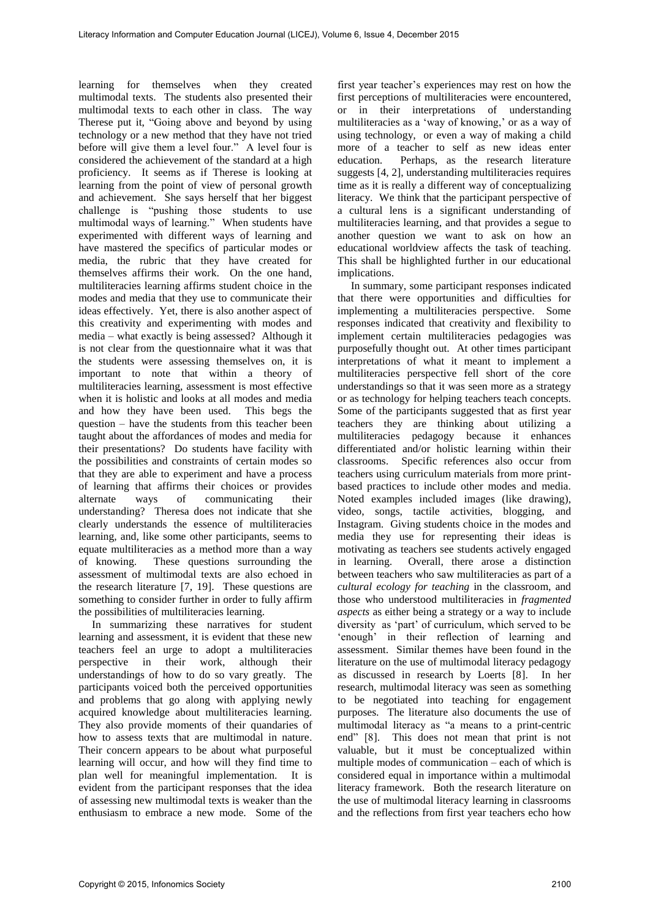learning for themselves when they created multimodal texts. The students also presented their multimodal texts to each other in class. The way Therese put it, "Going above and beyond by using technology or a new method that they have not tried before will give them a level four." A level four is considered the achievement of the standard at a high proficiency. It seems as if Therese is looking at learning from the point of view of personal growth and achievement. She says herself that her biggest challenge is "pushing those students to use multimodal ways of learning." When students have experimented with different ways of learning and have mastered the specifics of particular modes or media, the rubric that they have created for themselves affirms their work. On the one hand, multiliteracies learning affirms student choice in the modes and media that they use to communicate their ideas effectively. Yet, there is also another aspect of this creativity and experimenting with modes and media – what exactly is being assessed? Although it is not clear from the questionnaire what it was that the students were assessing themselves on, it is important to note that within a theory of multiliteracies learning, assessment is most effective when it is holistic and looks at all modes and media and how they have been used. This begs the question – have the students from this teacher been taught about the affordances of modes and media for their presentations? Do students have facility with the possibilities and constraints of certain modes so that they are able to experiment and have a process of learning that affirms their choices or provides alternate ways of communicating their understanding? Theresa does not indicate that she clearly understands the essence of multiliteracies learning, and, like some other participants, seems to equate multiliteracies as a method more than a way of knowing. These questions surrounding the assessment of multimodal texts are also echoed in the research literature [7, 19]. These questions are something to consider further in order to fully affirm the possibilities of multiliteracies learning.

In summarizing these narratives for student learning and assessment, it is evident that these new teachers feel an urge to adopt a multiliteracies perspective in their work, although their understandings of how to do so vary greatly. The participants voiced both the perceived opportunities and problems that go along with applying newly acquired knowledge about multiliteracies learning. They also provide moments of their quandaries of how to assess texts that are multimodal in nature. Their concern appears to be about what purposeful learning will occur, and how will they find time to plan well for meaningful implementation. It is evident from the participant responses that the idea of assessing new multimodal texts is weaker than the enthusiasm to embrace a new mode. Some of the first year teacher's experiences may rest on how the first perceptions of multiliteracies were encountered, or in their interpretations of understanding multiliteracies as a 'way of knowing,' or as a way of using technology, or even a way of making a child more of a teacher to self as new ideas enter education. Perhaps, as the research literature suggests [4, 2], understanding multiliteracies requires time as it is really a different way of conceptualizing literacy. We think that the participant perspective of a cultural lens is a significant understanding of multiliteracies learning, and that provides a segue to another question we want to ask on how an educational worldview affects the task of teaching. This shall be highlighted further in our educational implications.

In summary, some participant responses indicated that there were opportunities and difficulties for implementing a multiliteracies perspective. Some responses indicated that creativity and flexibility to implement certain multiliteracies pedagogies was purposefully thought out. At other times participant interpretations of what it meant to implement a multiliteracies perspective fell short of the core understandings so that it was seen more as a strategy or as technology for helping teachers teach concepts. Some of the participants suggested that as first year teachers they are thinking about utilizing a multiliteracies pedagogy because it enhances differentiated and/or holistic learning within their classrooms. Specific references also occur from teachers using curriculum materials from more print-based practices to include other modes and media. Noted examples included images (like drawing), video, songs, tactile activities, blogging, and Instagram. Giving students choice in the modes and media they use for representing their ideas is motivating as teachers see students actively engaged in learning. Overall, there arose a distinction between teachers who saw multiliteracies as part of a *cultural ecology for teaching* in the classroom, and those who understood multiliteracies in *fragmented aspects* as either being a strategy or a way to include diversity as 'part' of curriculum, which served to be 'enough' in their reflection of learning and assessment. Similar themes have been found in the literature on the use of multimodal literacy pedagogy as discussed in research by Loerts [8]. In her research, multimodal literacy was seen as something to be negotiated into teaching for engagement purposes. The literature also documents the use of multimodal literacy as "a means to a print-centric end" [8]. This does not mean that print is not valuable, but it must be conceptualized within multiple modes of communication – each of which is considered equal in importance within a multimodal literacy framework. Both the research literature on the use of multimodal literacy learning in classrooms and the reflections from first year teachers echo how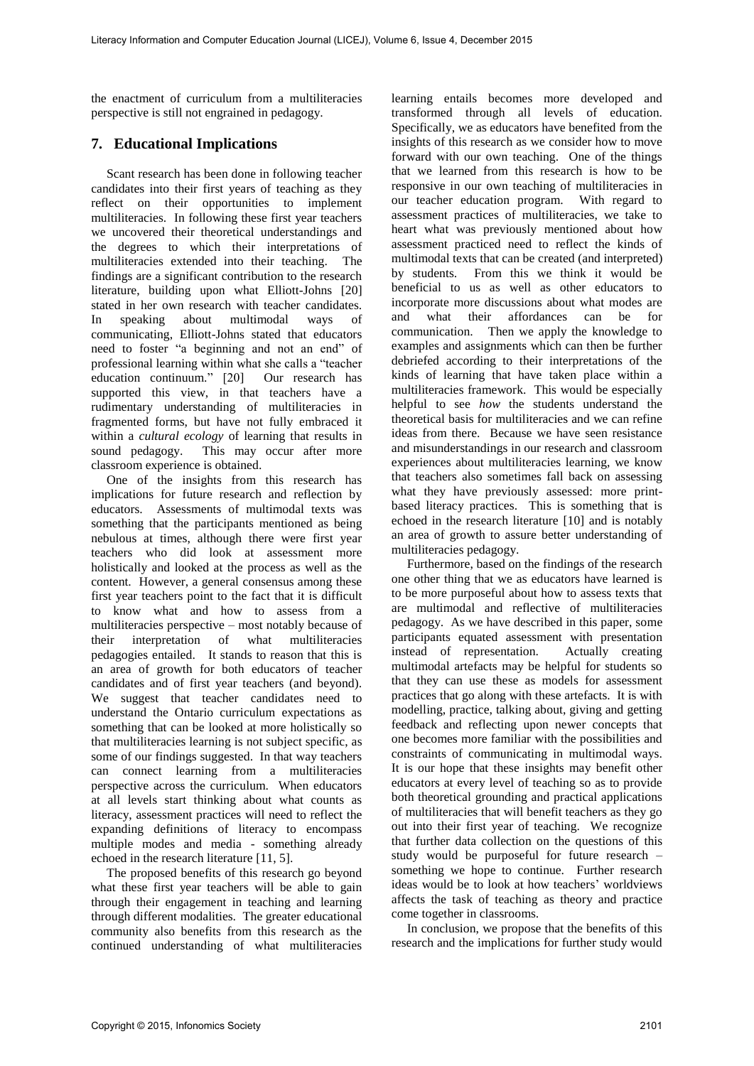the enactment of curriculum from a multiliteracies perspective is still not engrained in pedagogy.

## 7. Educational Implications

Scant research has been done in following teacher candidates into their first years of teaching as they reflect on their opportunities to implement multiliteracies. In following these first year teachers we uncovered their theoretical understandings and the degrees to which their interpretations of multiliteracies extended into their teaching. The findings are a significant contribution to the research literature, building upon what Elliott-Johns [20] stated in her own research with teacher candidates. In speaking about multimodal ways of communicating, Elliott-Johns stated that educators need to foster "a beginning and not an end" of professional learning within what she calls a "teacher education continuum." [20] Our research has supported this view, in that teachers have a rudimentary understanding of multiliteracies in fragmented forms, but have not fully embraced it within a *cultural ecology* of learning that results in sound pedagogy. This may occur after more classroom experience is obtained.

One of the insights from this research has implications for future research and reflection by educators. Assessments of multimodal texts was something that the participants mentioned as being nebulous at times, although there were first year teachers who did look at assessment more holistically and looked at the process as well as the content. However, a general consensus among these first year teachers point to the fact that it is difficult to know what and how to assess from a multiliteracies perspective – most notably because of their interpretation of what multiliteracies pedagogies entailed. It stands to reason that this is an area of growth for both educators of teacher candidates and of first year teachers (and beyond). We suggest that teacher candidates need to understand the Ontario curriculum expectations as something that can be looked at more holistically so that multiliteracies learning is not subject specific, as some of our findings suggested. In that way teachers can connect learning from a multiliteracies perspective across the curriculum. When educators at all levels start thinking about what counts as literacy, assessment practices will need to reflect the expanding definitions of literacy to encompass multiple modes and media - something already echoed in the research literature [11, 5].

The proposed benefits of this research go beyond what these first year teachers will be able to gain through their engagement in teaching and learning through different modalities. The greater educational community also benefits from this research as the continued understanding of what multiliteracies learning entails becomes more developed and transformed through all levels of education. Specifically, we as educators have benefited from the insights of this research as we consider how to move forward with our own teaching. One of the things that we learned from this research is how to be responsive in our own teaching of multiliteracies in our teacher education program. With regard to assessment practices of multiliteracies, we take to heart what was previously mentioned about how assessment practiced need to reflect the kinds of multimodal texts that can be created (and interpreted) by students. From this we think it would be beneficial to us as well as other educators to incorporate more discussions about what modes are and what their affordances can be for communication. Then we apply the knowledge to examples and assignments which can then be further debriefed according to their interpretations of the kinds of learning that have taken place within a multiliteracies framework. This would be especially helpful to see *how* the students understand the theoretical basis for multiliteracies and we can refine ideas from there. Because we have seen resistance and misunderstandings in our research and classroom experiences about multiliteracies learning, we know that teachers also sometimes fall back on assessing what they have previously assessed: more print-based literacy practices. This is something that is echoed in the research literature [10] and is notably an area of growth to assure better understanding of multiliteracies pedagogy.

Furthermore, based on the findings of the research one other thing that we as educators have learned is to be more purposeful about how to assess texts that are multimodal and reflective of multiliteracies pedagogy. As we have described in this paper, some participants equated assessment with presentation instead of representation. Actually creating multimodal artefacts may be helpful for students so that they can use these as models for assessment practices that go along with these artefacts. It is with modelling, practice, talking about, giving and getting feedback and reflecting upon newer concepts that one becomes more familiar with the possibilities and constraints of communicating in multimodal ways. It is our hope that these insights may benefit other educators at every level of teaching so as to provide both theoretical grounding and practical applications of multiliteracies that will benefit teachers as they go out into their first year of teaching. We recognize that further data collection on the questions of this study would be purposeful for future research – something we hope to continue. Further research ideas would be to look at how teachers' worldviews affects the task of teaching as theory and practice come together in classrooms.

In conclusion, we propose that the benefits of this research and the implications for further study would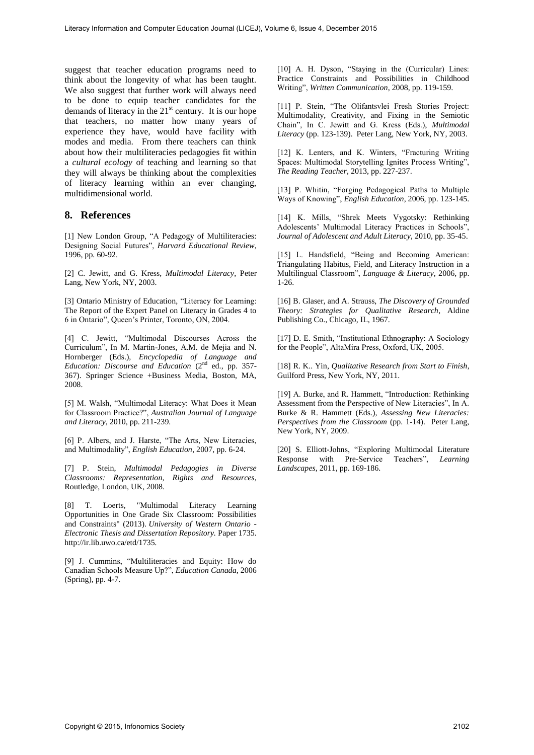suggest that teacher education programs need to think about the longevity of what has been taught. We also suggest that further work will always need to be done to equip teacher candidates for the demands of literacy in the 21st century. It is our hope that teachers, no matter how many years of experience they have, would have facility with modes and media. From there teachers can think about how their multiliteracies pedagogies fit within a *cultural ecology* of teaching and learning so that they will always be thinking about the complexities of literacy learning within an ever changing, multidimensional world.

## 8. References

[1] New London Group, "A Pedagogy of Multiliteracies: Designing Social Futures", *Harvard Educational Review*, 1996, pp. 60-92.

[2] C. Jewitt, and G. Kress, *Multimodal Literacy*, Peter Lang, New York, NY, 2003.

[3] Ontario Ministry of Education, "Literacy for Learning: The Report of the Expert Panel on Literacy in Grades 4 to 6 in Ontario", Queen's Printer, Toronto, ON, 2004.

[4] C. Jewitt, "Multimodal Discourses Across the Curriculum", In M. Martin-Jones, A.M. de Mejia and N. Hornberger (Eds.), *Encyclopedia of Language and Education: Discourse and Education* (2nd ed., pp. 357-367). Springer Science +Business Media, Boston, MA, 2008.

[5] M. Walsh, "Multimodal Literacy: What Does it Mean for Classroom Practice?", *Australian Journal of Language and Literacy*, 2010, pp. 211-239.

[6] P. Albers, and J. Harste, "The Arts, New Literacies, and Multimodality", *English Education*, 2007, pp. 6-24.

[7] P. Stein, *Multimodal Pedagogies in Diverse Classrooms: Representation, Rights and Resources*, Routledge, London, UK, 2008.

[8] T. Loerts, "Multimodal Literacy Learning Opportunities in One Grade Six Classroom: Possibilities and Constraints" (2013). *University of Western Ontario - Electronic Thesis and Dissertation Repository.* Paper 1735. http://ir.lib.uwo.ca/etd/1735.

[9] J. Cummins, "Multiliteracies and Equity: How do Canadian Schools Measure Up?", *Education Canada*, 2006 (Spring), pp. 4-7.

[10] A. H. Dyson, "Staying in the (Curricular) Lines: Practice Constraints and Possibilities in Childhood Writing", *Written Communication*, 2008, pp. 119-159.

[11] P. Stein, "The Olifantsvlei Fresh Stories Project: Multimodality, Creativity, and Fixing in the Semiotic Chain", In C. Jewitt and G. Kress (Eds.), *Multimodal Literacy* (pp. 123-139). Peter Lang, New York, NY, 2003.

[12] K. Lenters, and K. Winters, "Fracturing Writing Spaces: Multimodal Storytelling Ignites Process Writing", *The Reading Teacher*, 2013, pp. 227-237.

[13] P. Whitin, "Forging Pedagogical Paths to Multiple Ways of Knowing", *English Education*, 2006, pp. 123-145.

[14] K. Mills, "Shrek Meets Vygotsky: Rethinking Adolescents' Multimodal Literacy Practices in Schools", *Journal of Adolescent and Adult Literacy*, 2010, pp. 35-45.

[15] L. Handsfield, "Being and Becoming American: Triangulating Habitus, Field, and Literacy Instruction in a Multilingual Classroom", *Language & Literacy*, 2006, pp. 1-26.

[16] B. Glaser, and A. Strauss, *The Discovery of Grounded Theory: Strategies for Qualitative Research*, Aldine Publishing Co., Chicago, IL, 1967.

[17] D. E. Smith, "Institutional Ethnography: A Sociology for the People", AltaMira Press, Oxford, UK, 2005.

[18] R. K.. Yin, *Qualitative Research from Start to Finish*, Guilford Press, New York, NY, 2011.

[19] A. Burke, and R. Hammett, "Introduction: Rethinking Assessment from the Perspective of New Literacies", In A. Burke & R. Hammett (Eds.), *Assessing New Literacies: Perspectives from the Classroom* (pp. 1-14). Peter Lang, New York, NY, 2009.

[20] S. Elliott-Johns, "Exploring Multimodal Literature Response with Pre-Service Teachers", *Learning Landscapes*, 2011, pp. 169-186.